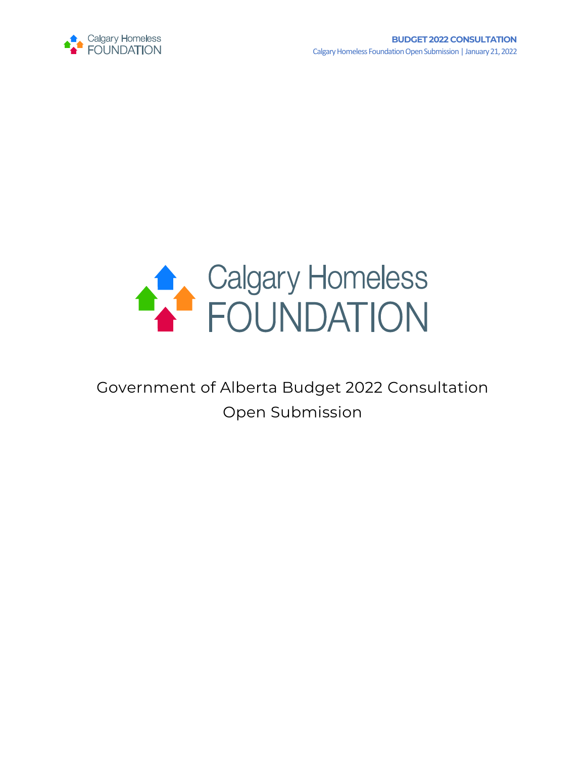# Calgary Homeless FOUNDATION

Government of Alberta Budget 2022 Consultation

Open Submission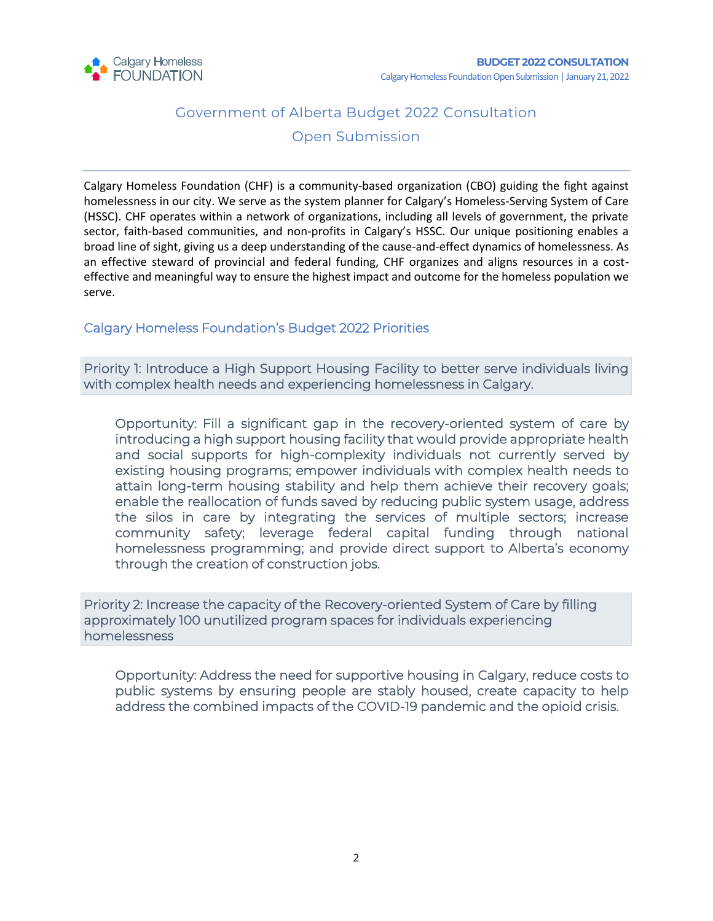# Government of Alberta Budget 2022 Consultation

# Open Submission

Calgary Homeless Foundation (CHF) is a community-based organization (CBO) guiding the fight against homelessness in our city. We serve as the system planner for Calgary's Homeless-Serving System of Care (HSSC). CHF operates within a network of organizations, including all levels of government, the private sector, faith-based communities, and non-profits in Calgary's HSSC. Our unique positioning enables a broad line of sight, giving us a deep understanding of the cause-and-effect dynamics of homelessness. As an effective steward of provincial and federal funding, CHF organizes and aligns resources in a cost-effective and meaningful way to ensure the highest impact and outcome for the homeless population we serve.

## Calgary Homeless Foundation's Budget 2022 Priorities

### Priority 1: Introduce a High Support Housing Facility to better serve individuals living with complex health needs and experiencing homelessness in Calgary.

Opportunity: Fill a significant gap in the recovery-oriented system of care by introducing a high support housing facility that would provide appropriate health and social supports for high-complexity individuals not currently served by existing housing programs; empower individuals with complex health needs to attain long-term housing stability and help them achieve their recovery goals; enable the reallocation of funds saved by reducing public system usage, address the silos in care by integrating the services of multiple sectors; increase community safety; leverage federal capital funding through national homelessness programming; and provide direct support to Alberta's economy through the creation of construction jobs.

### Priority 2: Increase the capacity of the Recovery-oriented System of Care by filling approximately 100 unutilized program spaces for individuals experiencing homelessness

Opportunity: Address the need for supportive housing in Calgary, reduce costs to public systems by ensuring people are stably housed, create capacity to help address the combined impacts of the COVID-19 pandemic and the opioid crisis.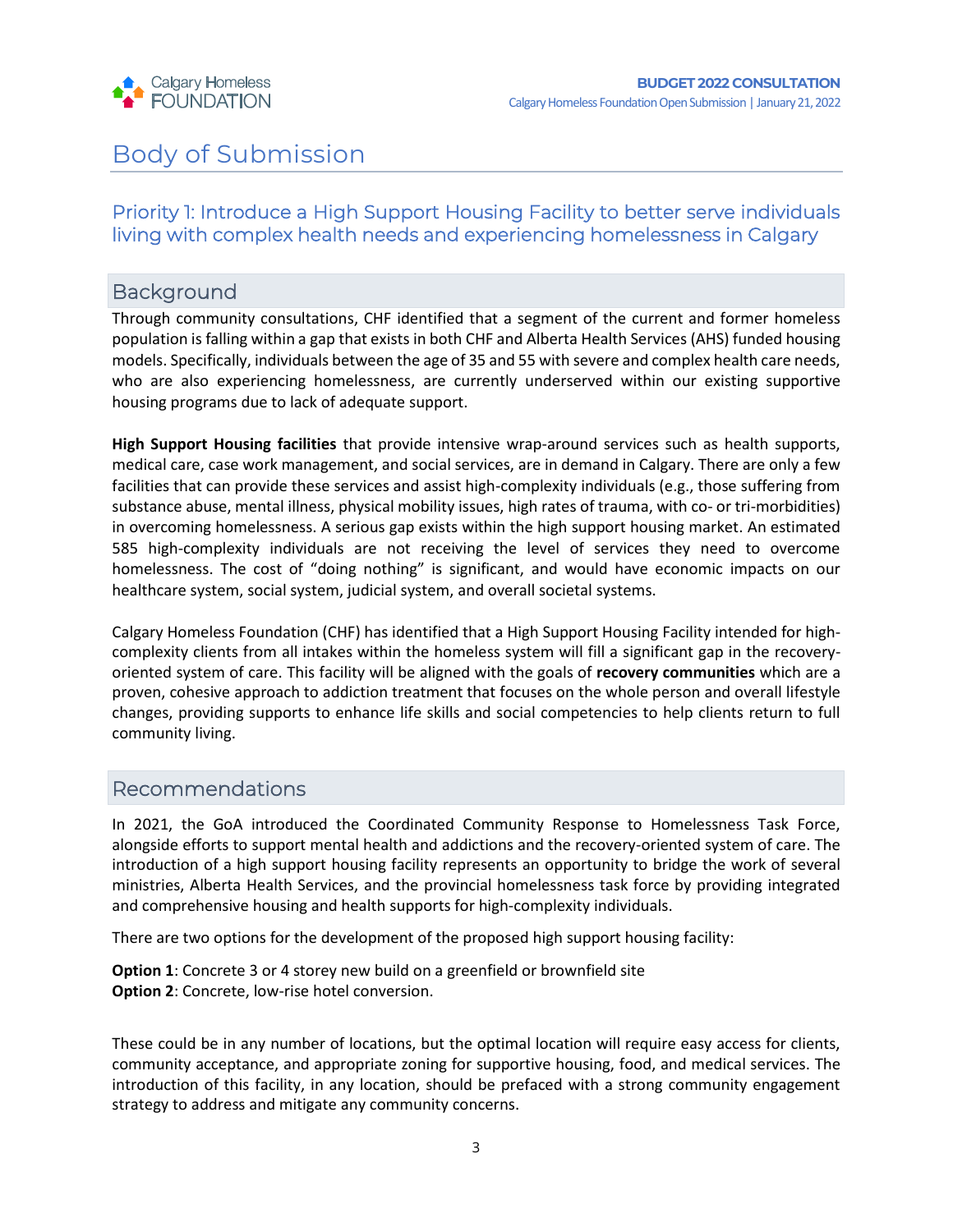# Body of Submission

## Priority 1: Introduce a High Support Housing Facility to better serve individuals living with complex health needs and experiencing homelessness in Calgary

### Background

Through community consultations, CHF identified that a segment of the current and former homeless population is falling within a gap that exists in both CHF and Alberta Health Services (AHS) funded housing models. Specifically, individuals between the age of 35 and 55 with severe and complex health care needs, who are also experiencing homelessness, are currently underserved within our existing supportive housing programs due to lack of adequate support.

**High Support Housing facilities** that provide intensive wrap-around services such as health supports, medical care, case work management, and social services, are in demand in Calgary. There are only a few facilities that can provide these services and assist high-complexity individuals (e.g., those suffering from substance abuse, mental illness, physical mobility issues, high rates of trauma, with co- or tri-morbidities) in overcoming homelessness. A serious gap exists within the high support housing market. An estimated 585 high-complexity individuals are not receiving the level of services they need to overcome homelessness. The cost of "doing nothing" is significant, and would have economic impacts on our healthcare system, social system, judicial system, and overall societal systems.

Calgary Homeless Foundation (CHF) has identified that a High Support Housing Facility intended for high-complexity clients from all intakes within the homeless system will fill a significant gap in the recovery-oriented system of care. This facility will be aligned with the goals of **recovery communities** which are a proven, cohesive approach to addiction treatment that focuses on the whole person and overall lifestyle changes, providing supports to enhance life skills and social competencies to help clients return to full community living.

### Recommendations

In 2021, the GoA introduced the Coordinated Community Response to Homelessness Task Force, alongside efforts to support mental health and addictions and the recovery-oriented system of care. The introduction of a high support housing facility represents an opportunity to bridge the work of several ministries, Alberta Health Services, and the provincial homelessness task force by providing integrated and comprehensive housing and health supports for high-complexity individuals.

There are two options for the development of the proposed high support housing facility:

**Option 1**: Concrete 3 or 4 storey new build on a greenfield or brownfield site
**Option 2**: Concrete, low-rise hotel conversion.

These could be in any number of locations, but the optimal location will require easy access for clients, community acceptance, and appropriate zoning for supportive housing, food, and medical services. The introduction of this facility, in any location, should be prefaced with a strong community engagement strategy to address and mitigate any community concerns.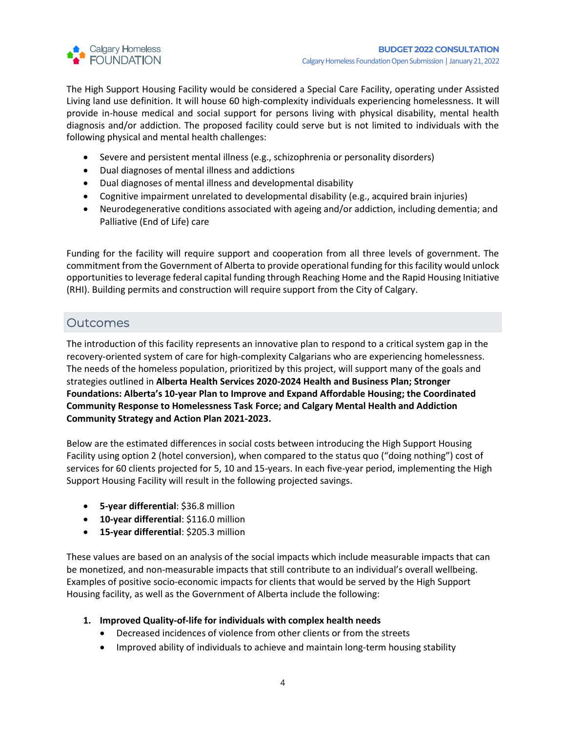The High Support Housing Facility would be considered a Special Care Facility, operating under Assisted Living land use definition. It will house 60 high-complexity individuals experiencing homelessness. It will provide in-house medical and social support for persons living with physical disability, mental health diagnosis and/or addiction. The proposed facility could serve but is not limited to individuals with the following physical and mental health challenges:

- Severe and persistent mental illness (e.g., schizophrenia or personality disorders)
- Dual diagnoses of mental illness and addictions
- Dual diagnoses of mental illness and developmental disability
- Cognitive impairment unrelated to developmental disability (e.g., acquired brain injuries)
- Neurodegenerative conditions associated with ageing and/or addiction, including dementia; and Palliative (End of Life) care

Funding for the facility will require support and cooperation from all three levels of government. The commitment from the Government of Alberta to provide operational funding for this facility would unlock opportunities to leverage federal capital funding through Reaching Home and the Rapid Housing Initiative (RHI). Building permits and construction will require support from the City of Calgary.

## Outcomes

The introduction of this facility represents an innovative plan to respond to a critical system gap in the recovery-oriented system of care for high-complexity Calgarians who are experiencing homelessness. The needs of the homeless population, prioritized by this project, will support many of the goals and strategies outlined in **Alberta Health Services 2020-2024 Health and Business Plan; Stronger Foundations: Alberta's 10-year Plan to Improve and Expand Affordable Housing; the Coordinated Community Response to Homelessness Task Force; and Calgary Mental Health and Addiction Community Strategy and Action Plan 2021-2023.**

Below are the estimated differences in social costs between introducing the High Support Housing Facility using option 2 (hotel conversion), when compared to the status quo ("doing nothing") cost of services for 60 clients projected for 5, 10 and 15-years. In each five-year period, implementing the High Support Housing Facility will result in the following projected savings.

- **5-year differential**: $36.8 million
- **10-year differential**: $116.0 million
- **15-year differential**: $205.3 million

These values are based on an analysis of the social impacts which include measurable impacts that can be monetized, and non-measurable impacts that still contribute to an individual's overall wellbeing. Examples of positive socio-economic impacts for clients that would be served by the High Support Housing facility, as well as the Government of Alberta include the following:

1. **Improved Quality-of-life for individuals with complex health needs**
   - Decreased incidences of violence from other clients or from the streets
   - Improved ability of individuals to achieve and maintain long-term housing stability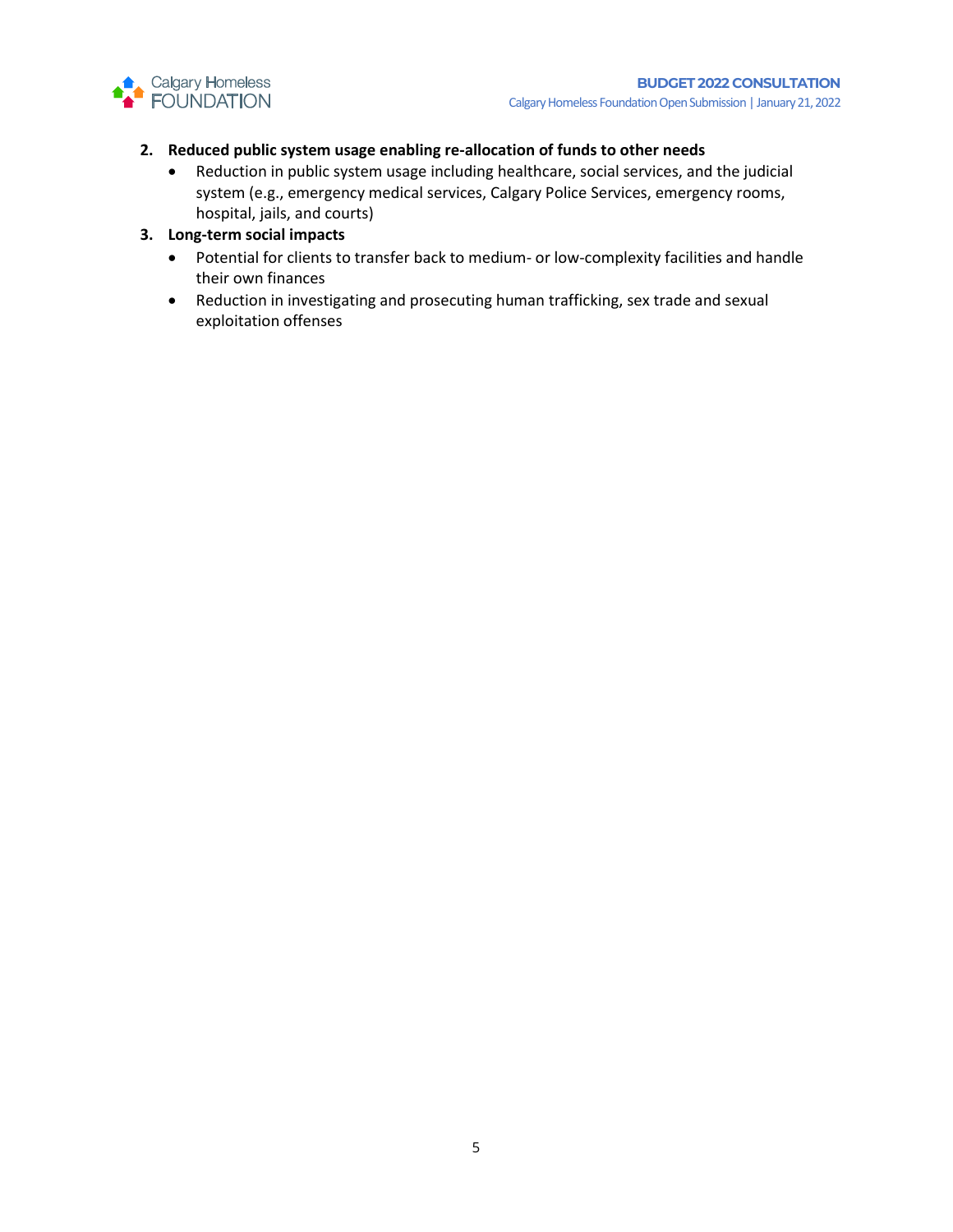2. **Reduced public system usage enabling re-allocation of funds to other needs**
   - Reduction in public system usage including healthcare, social services, and the judicial system (e.g., emergency medical services, Calgary Police Services, emergency rooms, hospital, jails, and courts)
3. **Long-term social impacts**
   - Potential for clients to transfer back to medium- or low-complexity facilities and handle their own finances
   - Reduction in investigating and prosecuting human trafficking, sex trade and sexual exploitation offenses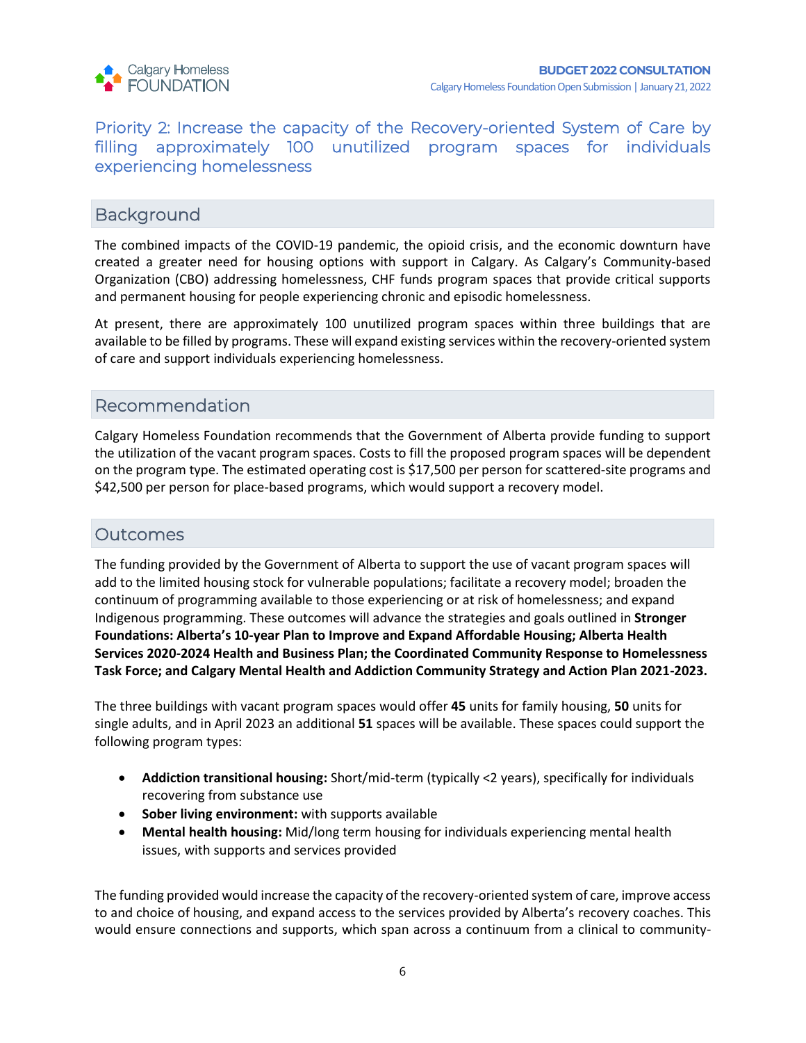## Priority 2: Increase the capacity of the Recovery-oriented System of Care by filling approximately 100 unutilized program spaces for individuals experiencing homelessness

### Background

The combined impacts of the COVID-19 pandemic, the opioid crisis, and the economic downturn have created a greater need for housing options with support in Calgary. As Calgary's Community-based Organization (CBO) addressing homelessness, CHF funds program spaces that provide critical supports and permanent housing for people experiencing chronic and episodic homelessness.

At present, there are approximately 100 unutilized program spaces within three buildings that are available to be filled by programs. These will expand existing services within the recovery-oriented system of care and support individuals experiencing homelessness.

### Recommendation

Calgary Homeless Foundation recommends that the Government of Alberta provide funding to support the utilization of the vacant program spaces. Costs to fill the proposed program spaces will be dependent on the program type. The estimated operating cost is $17,500 per person for scattered-site programs and $42,500 per person for place-based programs, which would support a recovery model.

### Outcomes

The funding provided by the Government of Alberta to support the use of vacant program spaces will add to the limited housing stock for vulnerable populations; facilitate a recovery model; broaden the continuum of programming available to those experiencing or at risk of homelessness; and expand Indigenous programming. These outcomes will advance the strategies and goals outlined in **Stronger Foundations: Alberta's 10-year Plan to Improve and Expand Affordable Housing; Alberta Health Services 2020-2024 Health and Business Plan; the Coordinated Community Response to Homelessness Task Force; and Calgary Mental Health and Addiction Community Strategy and Action Plan 2021-2023.**

The three buildings with vacant program spaces would offer **45** units for family housing, **50** units for single adults, and in April 2023 an additional **51** spaces will be available. These spaces could support the following program types:

- **Addiction transitional housing:** Short/mid-term (typically <2 years), specifically for individuals recovering from substance use
- **Sober living environment:** with supports available
- **Mental health housing:** Mid/long term housing for individuals experiencing mental health issues, with supports and services provided

The funding provided would increase the capacity of the recovery-oriented system of care, improve access to and choice of housing, and expand access to the services provided by Alberta's recovery coaches. This would ensure connections and supports, which span across a continuum from a clinical to community-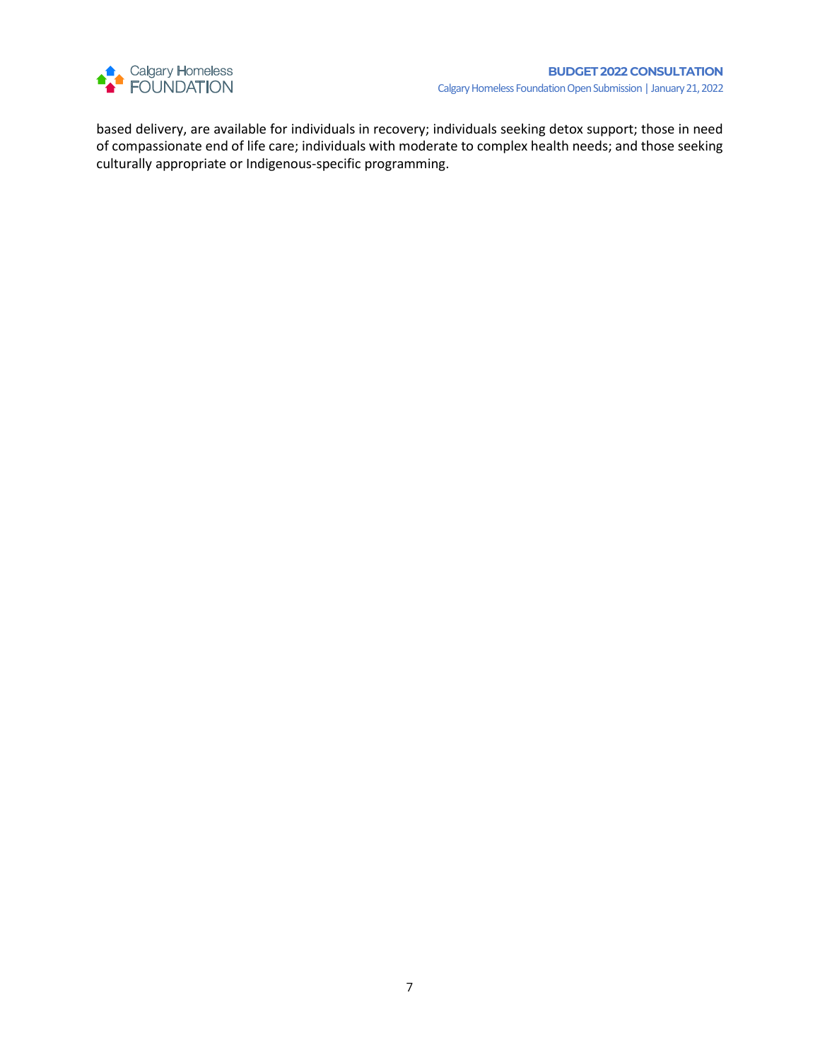based delivery, are available for individuals in recovery; individuals seeking detox support; those in need of compassionate end of life care; individuals with moderate to complex health needs; and those seeking culturally appropriate or Indigenous-specific programming.